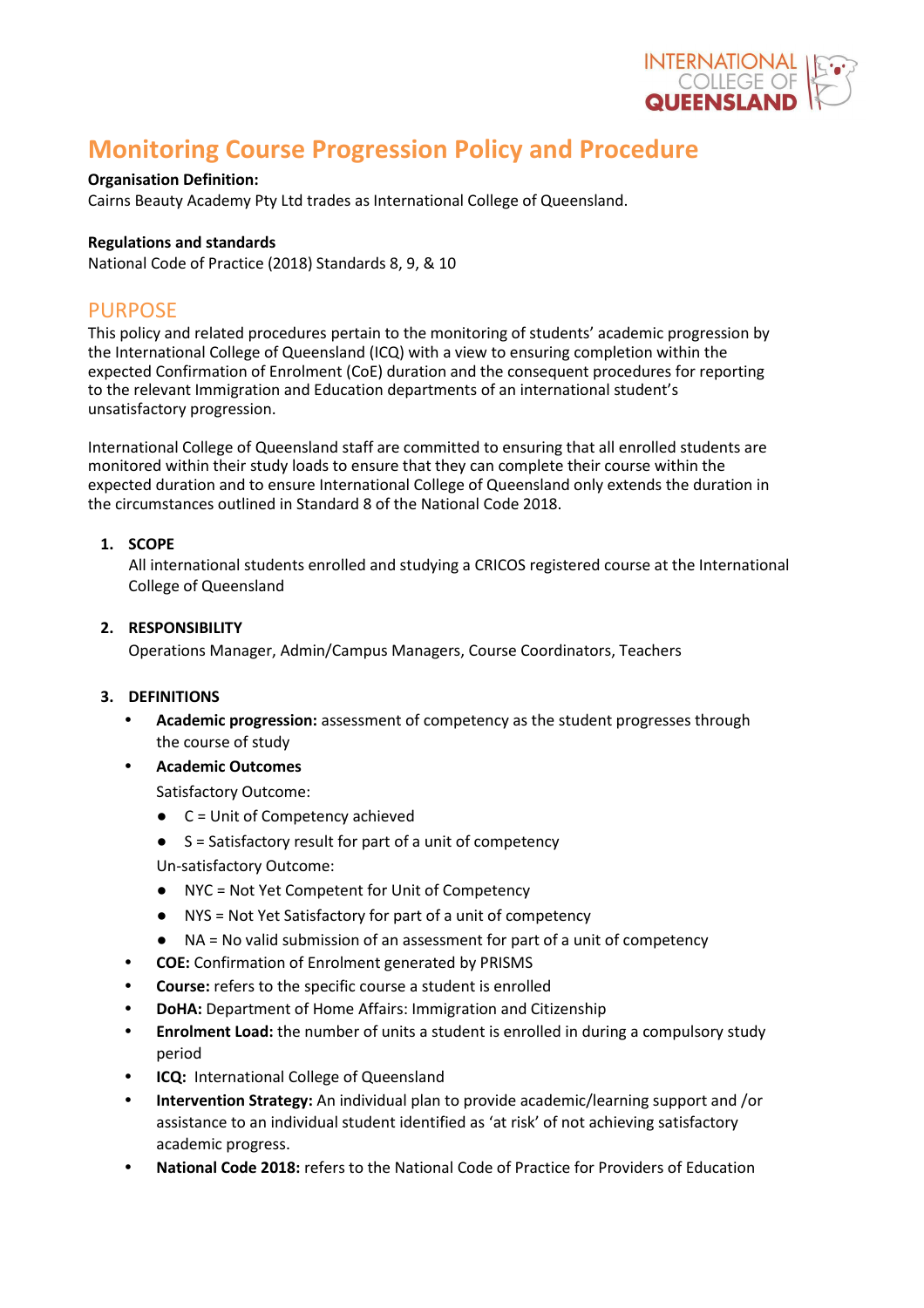# Monitoring Course Progression Policy and Procedure

**Organisation Definition:**
Cairns Beauty Academy Pty Ltd trades as International College of Queensland.

**Regulations and standards**
National Code of Practice (2018) Standards 8, 9, & 10

## PURPOSE

This policy and related procedures pertain to the monitoring of students' academic progression by the International College of Queensland (ICQ) with a view to ensuring completion within the expected Confirmation of Enrolment (CoE) duration and the consequent procedures for reporting to the relevant Immigration and Education departments of an international student's unsatisfactory progression.

International College of Queensland staff are committed to ensuring that all enrolled students are monitored within their study loads to ensure that they can complete their course within the expected duration and to ensure International College of Queensland only extends the duration in the circumstances outlined in Standard 8 of the National Code 2018.

1. **SCOPE**
   All international students enrolled and studying a CRICOS registered course at the International College of Queensland

2. **RESPONSIBILITY**
   Operations Manager, Admin/Campus Managers, Course Coordinators, Teachers

3. **DEFINITIONS**
   - **Academic progression:** assessment of competency as the student progresses through the course of study
   - **Academic Outcomes**
     Satisfactory Outcome:
     - C = Unit of Competency achieved
     - S = Satisfactory result for part of a unit of competency

     Un-satisfactory Outcome:
     - NYC = Not Yet Competent for Unit of Competency
     - NYS = Not Yet Satisfactory for part of a unit of competency
     - NA = No valid submission of an assessment for part of a unit of competency
   - **COE:** Confirmation of Enrolment generated by PRISMS
   - **Course:** refers to the specific course a student is enrolled
   - **DoHA:** Department of Home Affairs: Immigration and Citizenship
   - **Enrolment Load:** the number of units a student is enrolled in during a compulsory study period
   - **ICQ:** International College of Queensland
   - **Intervention Strategy:** An individual plan to provide academic/learning support and /or assistance to an individual student identified as 'at risk' of not achieving satisfactory academic progress.
   - **National Code 2018:** refers to the National Code of Practice for Providers of Education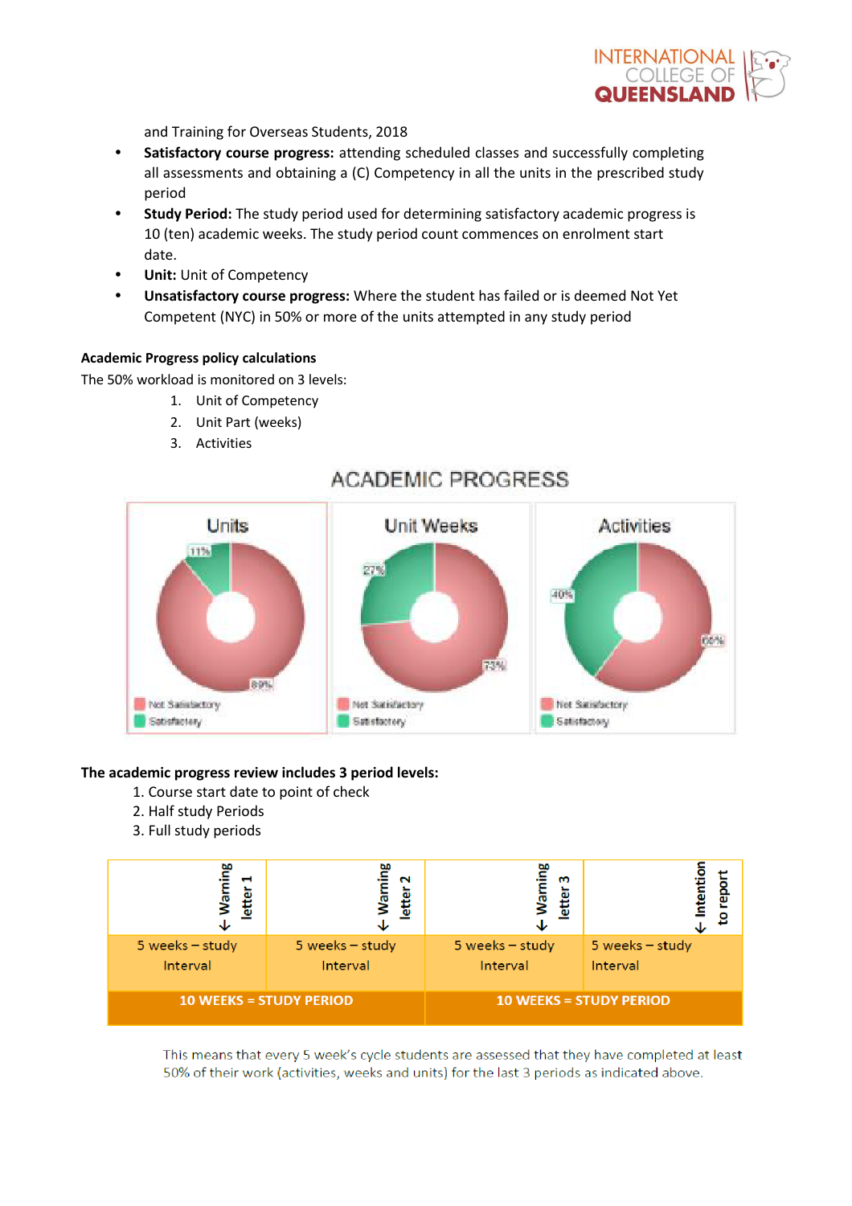and Training for Overseas Students, 2018

- **Satisfactory course progress:** attending scheduled classes and successfully completing all assessments and obtaining a (C) Competency in all the units in the prescribed study period
- **Study Period:** The study period used for determining satisfactory academic progress is 10 (ten) academic weeks. The study period count commences on enrolment start date.
- **Unit:** Unit of Competency
- **Unsatisfactory course progress:** Where the student has failed or is deemed Not Yet Competent (NYC) in 50% or more of the units attempted in any study period

**Academic Progress policy calculations**

The 50% workload is monitored on 3 levels:

1. Unit of Competency
2. Unit Part (weeks)
3. Activities

ACADEMIC PROGRESS

| Chart | Not Satisfactory | Satisfactory |
|---|---|---|
| Units | 89% | 11% |
| Unit Weeks | 73% | 27% |
| Activities | 60% | 40% |

**The academic progress review includes 3 period levels:**

1. Course start date to point of check
2. Half study Periods
3. Full study periods

| ↓ Warning letter 1 | ↓ Warning letter 2 | ↓ Warning letter 3 | ↓ Intention to report |
|---|---|---|---|
| 5 weeks – study Interval | 5 weeks – study Interval | 5 weeks – study Interval | 5 weeks – study Interval |
| 10 WEEKS = STUDY PERIOD | | 10 WEEKS = STUDY PERIOD | |

This means that every 5 week's cycle students are assessed that they have completed at least 50% of their work (activities, weeks and units) for the last 3 periods as indicated above.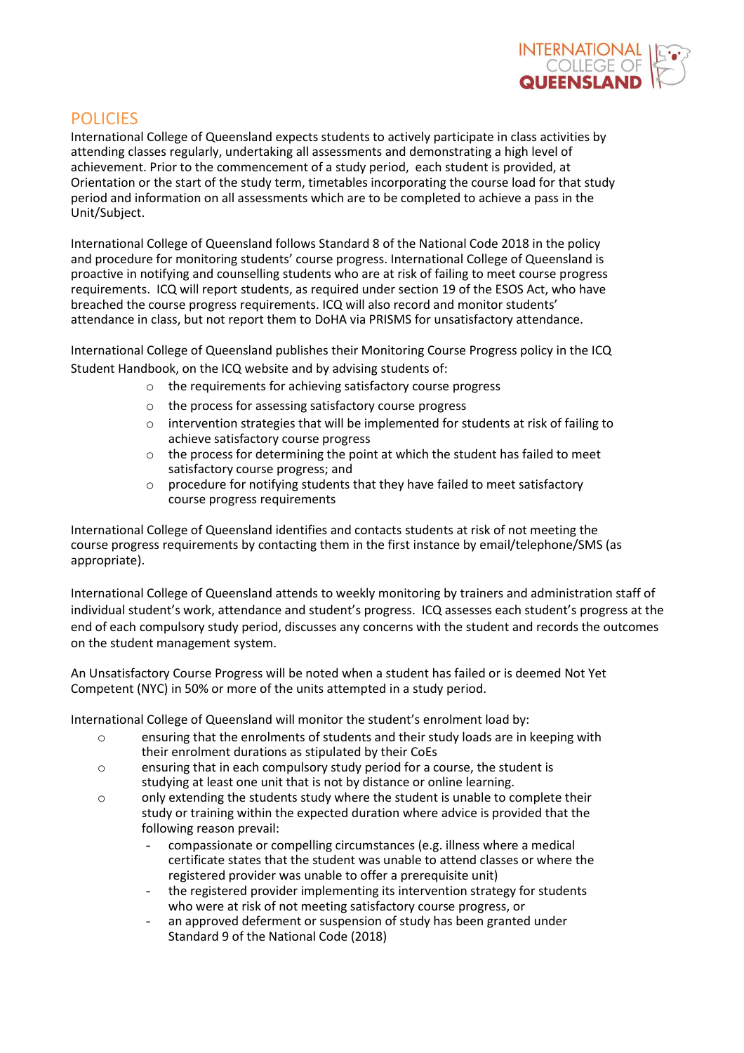## POLICIES

International College of Queensland expects students to actively participate in class activities by attending classes regularly, undertaking all assessments and demonstrating a high level of achievement. Prior to the commencement of a study period, each student is provided, at Orientation or the start of the study term, timetables incorporating the course load for that study period and information on all assessments which are to be completed to achieve a pass in the Unit/Subject.

International College of Queensland follows Standard 8 of the National Code 2018 in the policy and procedure for monitoring students' course progress. International College of Queensland is proactive in notifying and counselling students who are at risk of failing to meet course progress requirements. ICQ will report students, as required under section 19 of the ESOS Act, who have breached the course progress requirements. ICQ will also record and monitor students' attendance in class, but not report them to DoHA via PRISMS for unsatisfactory attendance.

International College of Queensland publishes their Monitoring Course Progress policy in the ICQ Student Handbook, on the ICQ website and by advising students of:

- the requirements for achieving satisfactory course progress
- the process for assessing satisfactory course progress
- intervention strategies that will be implemented for students at risk of failing to achieve satisfactory course progress
- the process for determining the point at which the student has failed to meet satisfactory course progress; and
- procedure for notifying students that they have failed to meet satisfactory course progress requirements

International College of Queensland identifies and contacts students at risk of not meeting the course progress requirements by contacting them in the first instance by email/telephone/SMS (as appropriate).

International College of Queensland attends to weekly monitoring by trainers and administration staff of individual student's work, attendance and student's progress. ICQ assesses each student's progress at the end of each compulsory study period, discusses any concerns with the student and records the outcomes on the student management system.

An Unsatisfactory Course Progress will be noted when a student has failed or is deemed Not Yet Competent (NYC) in 50% or more of the units attempted in a study period.

International College of Queensland will monitor the student's enrolment load by:

- ensuring that the enrolments of students and their study loads are in keeping with their enrolment durations as stipulated by their CoEs
- ensuring that in each compulsory study period for a course, the student is studying at least one unit that is not by distance or online learning.
- only extending the students study where the student is unable to complete their study or training within the expected duration where advice is provided that the following reason prevail:
    - compassionate or compelling circumstances (e.g. illness where a medical certificate states that the student was unable to attend classes or where the registered provider was unable to offer a prerequisite unit)
    - the registered provider implementing its intervention strategy for students who were at risk of not meeting satisfactory course progress, or
    - an approved deferment or suspension of study has been granted under Standard 9 of the National Code (2018)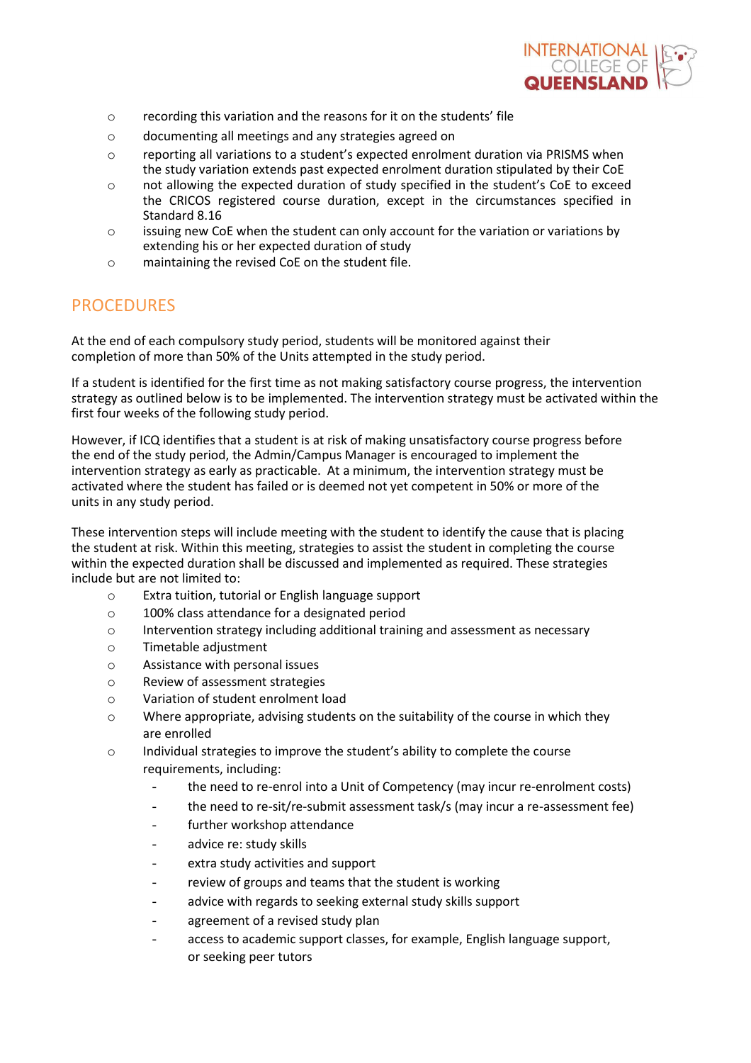- recording this variation and the reasons for it on the students' file
- documenting all meetings and any strategies agreed on
- reporting all variations to a student's expected enrolment duration via PRISMS when the study variation extends past expected enrolment duration stipulated by their CoE
- not allowing the expected duration of study specified in the student's CoE to exceed the CRICOS registered course duration, except in the circumstances specified in Standard 8.16
- issuing new CoE when the student can only account for the variation or variations by extending his or her expected duration of study
- maintaining the revised CoE on the student file.

## PROCEDURES

At the end of each compulsory study period, students will be monitored against their completion of more than 50% of the Units attempted in the study period.

If a student is identified for the first time as not making satisfactory course progress, the intervention strategy as outlined below is to be implemented. The intervention strategy must be activated within the first four weeks of the following study period.

However, if ICQ identifies that a student is at risk of making unsatisfactory course progress before the end of the study period, the Admin/Campus Manager is encouraged to implement the intervention strategy as early as practicable. At a minimum, the intervention strategy must be activated where the student has failed or is deemed not yet competent in 50% or more of the units in any study period.

These intervention steps will include meeting with the student to identify the cause that is placing the student at risk. Within this meeting, strategies to assist the student in completing the course within the expected duration shall be discussed and implemented as required. These strategies include but are not limited to:

- Extra tuition, tutorial or English language support
- 100% class attendance for a designated period
- Intervention strategy including additional training and assessment as necessary
- Timetable adjustment
- Assistance with personal issues
- Review of assessment strategies
- Variation of student enrolment load
- Where appropriate, advising students on the suitability of the course in which they are enrolled
- Individual strategies to improve the student's ability to complete the course requirements, including:
    - the need to re-enrol into a Unit of Competency (may incur re-enrolment costs)
    - the need to re-sit/re-submit assessment task/s (may incur a re-assessment fee)
    - further workshop attendance
    - advice re: study skills
    - extra study activities and support
    - review of groups and teams that the student is working
    - advice with regards to seeking external study skills support
    - agreement of a revised study plan
    - access to academic support classes, for example, English language support, or seeking peer tutors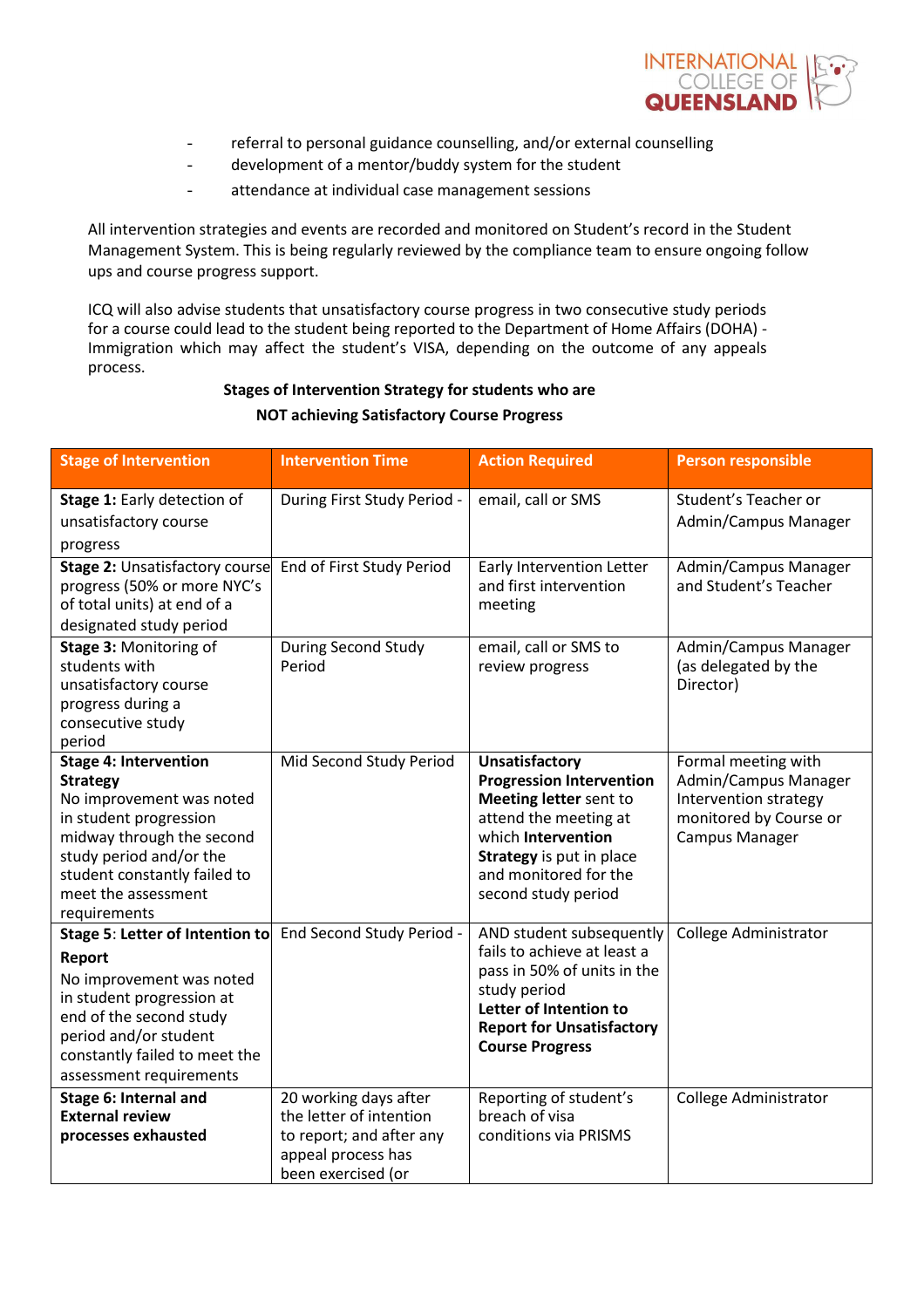- referral to personal guidance counselling, and/or external counselling
- development of a mentor/buddy system for the student
- attendance at individual case management sessions

All intervention strategies and events are recorded and monitored on Student's record in the Student Management System. This is being regularly reviewed by the compliance team to ensure ongoing follow ups and course progress support.

ICQ will also advise students that unsatisfactory course progress in two consecutive study periods for a course could lead to the student being reported to the Department of Home Affairs (DOHA) - Immigration which may affect the student's VISA, depending on the outcome of any appeals process.

**Stages of Intervention Strategy for students who are NOT achieving Satisfactory Course Progress**

| Stage of Intervention | Intervention Time | Action Required | Person responsible |
|---|---|---|---|
| **Stage 1:** Early detection of unsatisfactory course progress | During First Study Period - | email, call or SMS | Student's Teacher or Admin/Campus Manager |
| **Stage 2:** Unsatisfactory course progress (50% or more NYC's of total units) at end of a designated study period | End of First Study Period | Early Intervention Letter and first intervention meeting | Admin/Campus Manager and Student's Teacher |
| **Stage 3:** Monitoring of students with unsatisfactory course progress during a consecutive study period | During Second Study Period | email, call or SMS to review progress | Admin/Campus Manager (as delegated by the Director) |
| **Stage 4: Intervention Strategy** No improvement was noted in student progression midway through the second study period and/or the student constantly failed to meet the assessment requirements | Mid Second Study Period | **Unsatisfactory Progression Intervention Meeting letter** sent to attend the meeting at which **Intervention Strategy** is put in place and monitored for the second study period | Formal meeting with Admin/Campus Manager Intervention strategy monitored by Course or Campus Manager |
| **Stage 5: Letter of Intention to Report** No improvement was noted in student progression at end of the second study period and/or student constantly failed to meet the assessment requirements | End Second Study Period - | AND student subsequently fails to achieve at least a pass in 50% of units in the study period **Letter of Intention to Report for Unsatisfactory Course Progress** | College Administrator |
| **Stage 6: Internal and External review processes exhausted** | 20 working days after the letter of intention to report; and after any appeal process has been exercised (or | Reporting of student's breach of visa conditions via PRISMS | College Administrator |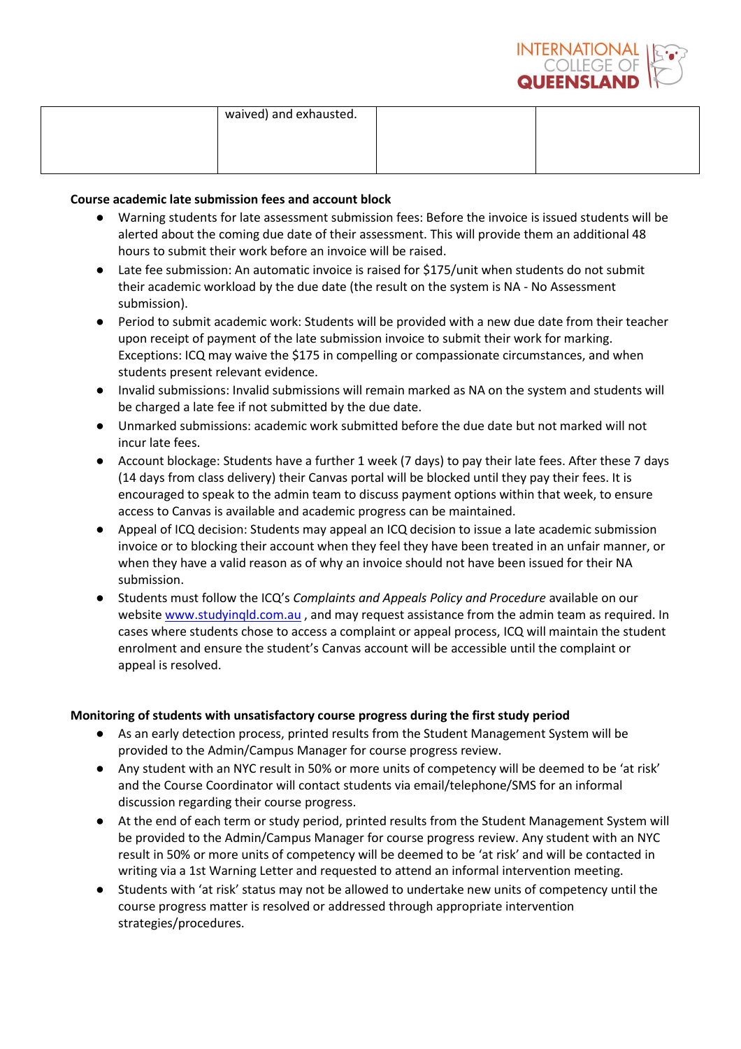|  | waived) and exhausted. |  |  |
|---|---|---|---|

**Course academic late submission fees and account block**

- Warning students for late assessment submission fees: Before the invoice is issued students will be alerted about the coming due date of their assessment. This will provide them an additional 48 hours to submit their work before an invoice will be raised.
- Late fee submission: An automatic invoice is raised for $175/unit when students do not submit their academic workload by the due date (the result on the system is NA - No Assessment submission).
- Period to submit academic work: Students will be provided with a new due date from their teacher upon receipt of payment of the late submission invoice to submit their work for marking. Exceptions: ICQ may waive the $175 in compelling or compassionate circumstances, and when students present relevant evidence.
- Invalid submissions: Invalid submissions will remain marked as NA on the system and students will be charged a late fee if not submitted by the due date.
- Unmarked submissions: academic work submitted before the due date but not marked will not incur late fees.
- Account blockage: Students have a further 1 week (7 days) to pay their late fees. After these 7 days (14 days from class delivery) their Canvas portal will be blocked until they pay their fees. It is encouraged to speak to the admin team to discuss payment options within that week, to ensure access to Canvas is available and academic progress can be maintained.
- Appeal of ICQ decision: Students may appeal an ICQ decision to issue a late academic submission invoice or to blocking their account when they feel they have been treated in an unfair manner, or when they have a valid reason as of why an invoice should not have been issued for their NA submission.
- Students must follow the ICQ's *Complaints and Appeals Policy and Procedure* available on our website [www.studyinqld.com.au](http://www.studyinqld.com.au) , and may request assistance from the admin team as required. In cases where students chose to access a complaint or appeal process, ICQ will maintain the student enrolment and ensure the student's Canvas account will be accessible until the complaint or appeal is resolved.

**Monitoring of students with unsatisfactory course progress during the first study period**

- As an early detection process, printed results from the Student Management System will be provided to the Admin/Campus Manager for course progress review.
- Any student with an NYC result in 50% or more units of competency will be deemed to be 'at risk' and the Course Coordinator will contact students via email/telephone/SMS for an informal discussion regarding their course progress.
- At the end of each term or study period, printed results from the Student Management System will be provided to the Admin/Campus Manager for course progress review. Any student with an NYC result in 50% or more units of competency will be deemed to be 'at risk' and will be contacted in writing via a 1st Warning Letter and requested to attend an informal intervention meeting.
- Students with 'at risk' status may not be allowed to undertake new units of competency until the course progress matter is resolved or addressed through appropriate intervention strategies/procedures.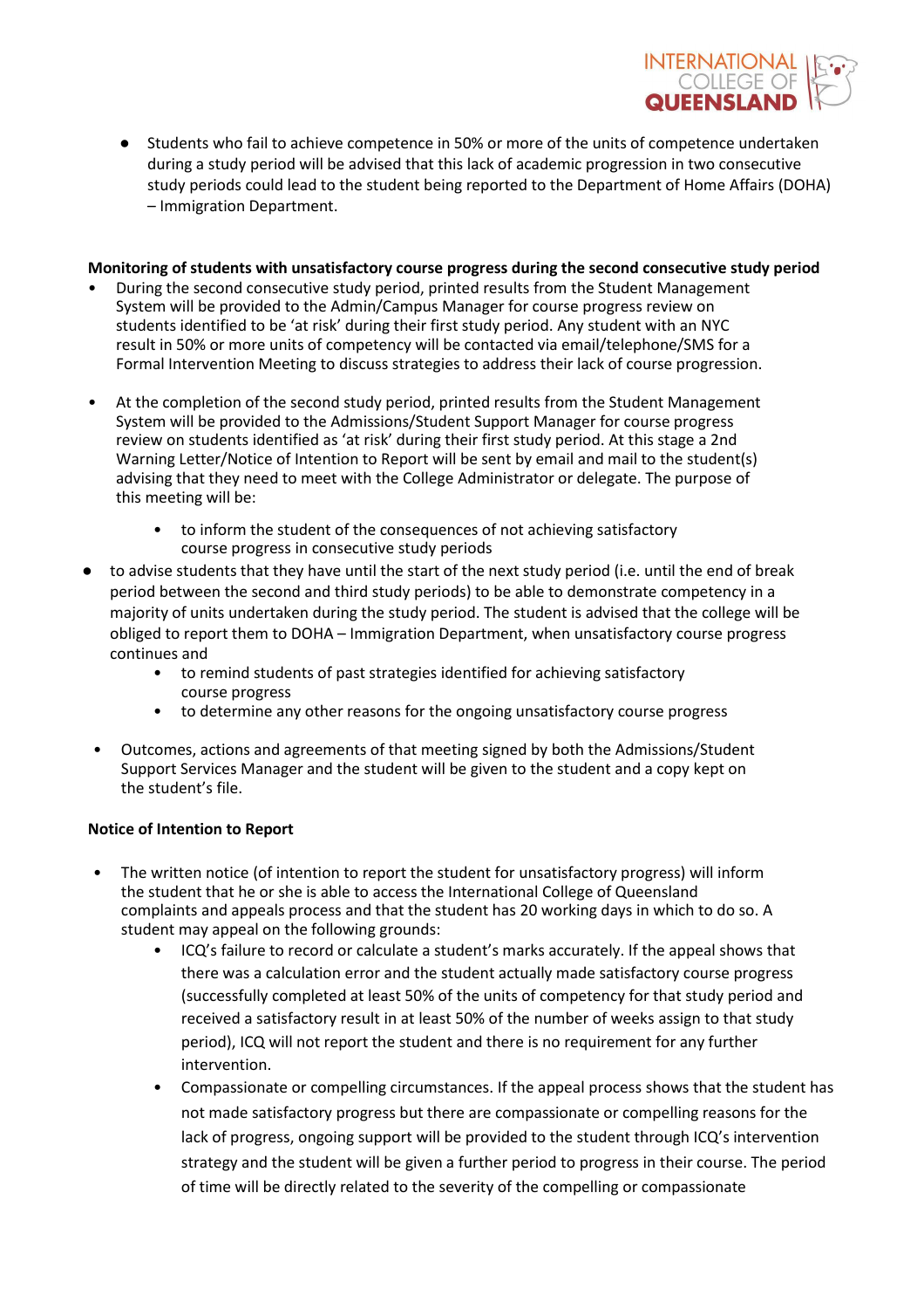- Students who fail to achieve competence in 50% or more of the units of competence undertaken during a study period will be advised that this lack of academic progression in two consecutive study periods could lead to the student being reported to the Department of Home Affairs (DOHA) – Immigration Department.

**Monitoring of students with unsatisfactory course progress during the second consecutive study period**

- During the second consecutive study period, printed results from the Student Management System will be provided to the Admin/Campus Manager for course progress review on students identified to be 'at risk' during their first study period. Any student with an NYC result in 50% or more units of competency will be contacted via email/telephone/SMS for a Formal Intervention Meeting to discuss strategies to address their lack of course progression.

- At the completion of the second study period, printed results from the Student Management System will be provided to the Admissions/Student Support Manager for course progress review on students identified as 'at risk' during their first study period. At this stage a 2nd Warning Letter/Notice of Intention to Report will be sent by email and mail to the student(s) advising that they need to meet with the College Administrator or delegate. The purpose of this meeting will be:
    - to inform the student of the consequences of not achieving satisfactory course progress in consecutive study periods
- to advise students that they have until the start of the next study period (i.e. until the end of break period between the second and third study periods) to be able to demonstrate competency in a majority of units undertaken during the study period. The student is advised that the college will be obliged to report them to DOHA – Immigration Department, when unsatisfactory course progress continues and
    - to remind students of past strategies identified for achieving satisfactory course progress
    - to determine any other reasons for the ongoing unsatisfactory course progress

- Outcomes, actions and agreements of that meeting signed by both the Admissions/Student Support Services Manager and the student will be given to the student and a copy kept on the student's file.

**Notice of Intention to Report**

- The written notice (of intention to report the student for unsatisfactory progress) will inform the student that he or she is able to access the International College of Queensland complaints and appeals process and that the student has 20 working days in which to do so. A student may appeal on the following grounds:
    - ICQ's failure to record or calculate a student's marks accurately. If the appeal shows that there was a calculation error and the student actually made satisfactory course progress (successfully completed at least 50% of the units of competency for that study period and received a satisfactory result in at least 50% of the number of weeks assign to that study period), ICQ will not report the student and there is no requirement for any further intervention.
    - Compassionate or compelling circumstances. If the appeal process shows that the student has not made satisfactory progress but there are compassionate or compelling reasons for the lack of progress, ongoing support will be provided to the student through ICQ's intervention strategy and the student will be given a further period to progress in their course. The period of time will be directly related to the severity of the compelling or compassionate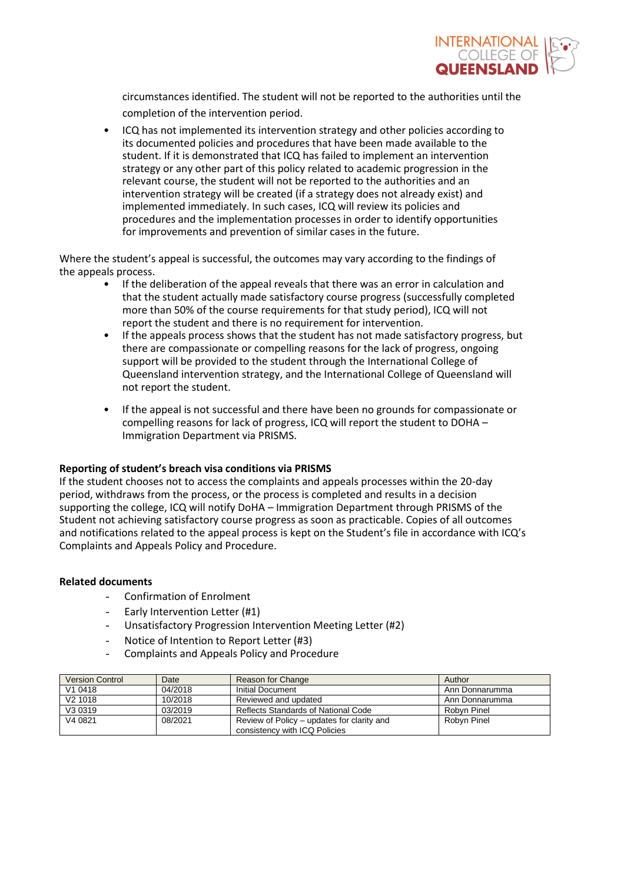circumstances identified. The student will not be reported to the authorities until the completion of the intervention period.

- ICQ has not implemented its intervention strategy and other policies according to its documented policies and procedures that have been made available to the student. If it is demonstrated that ICQ has failed to implement an intervention strategy or any other part of this policy related to academic progression in the relevant course, the student will not be reported to the authorities and an intervention strategy will be created (if a strategy does not already exist) and implemented immediately. In such cases, ICQ will review its policies and procedures and the implementation processes in order to identify opportunities for improvements and prevention of similar cases in the future.

Where the student's appeal is successful, the outcomes may vary according to the findings of the appeals process.

- If the deliberation of the appeal reveals that there was an error in calculation and that the student actually made satisfactory course progress (successfully completed more than 50% of the course requirements for that study period), ICQ will not report the student and there is no requirement for intervention.
- If the appeals process shows that the student has not made satisfactory progress, but there are compassionate or compelling reasons for the lack of progress, ongoing support will be provided to the student through the International College of Queensland intervention strategy, and the International College of Queensland will not report the student.
- If the appeal is not successful and there have been no grounds for compassionate or compelling reasons for lack of progress, ICQ will report the student to DOHA – Immigration Department via PRISMS.

**Reporting of student's breach visa conditions via PRISMS**

If the student chooses not to access the complaints and appeals processes within the 20-day period, withdraws from the process, or the process is completed and results in a decision supporting the college, ICQ will notify DoHA – Immigration Department through PRISMS of the Student not achieving satisfactory course progress as soon as practicable. Copies of all outcomes and notifications related to the appeal process is kept on the Student's file in accordance with ICQ's Complaints and Appeals Policy and Procedure.

**Related documents**

- Confirmation of Enrolment
- Early Intervention Letter (#1)
- Unsatisfactory Progression Intervention Meeting Letter (#2)
- Notice of Intention to Report Letter (#3)
- Complaints and Appeals Policy and Procedure

| Version Control | Date | Reason for Change | Author |
|---|---|---|---|
| V1 0418 | 04/2018 | Initial Document | Ann Donnarumma |
| V2 1018 | 10/2018 | Reviewed and updated | Ann Donnarumma |
| V3 0319 | 03/2019 | Reflects Standards of National Code | Robyn Pinel |
| V4 0821 | 08/2021 | Review of Policy – updates for clarity and consistency with ICQ Policies | Robyn Pinel |